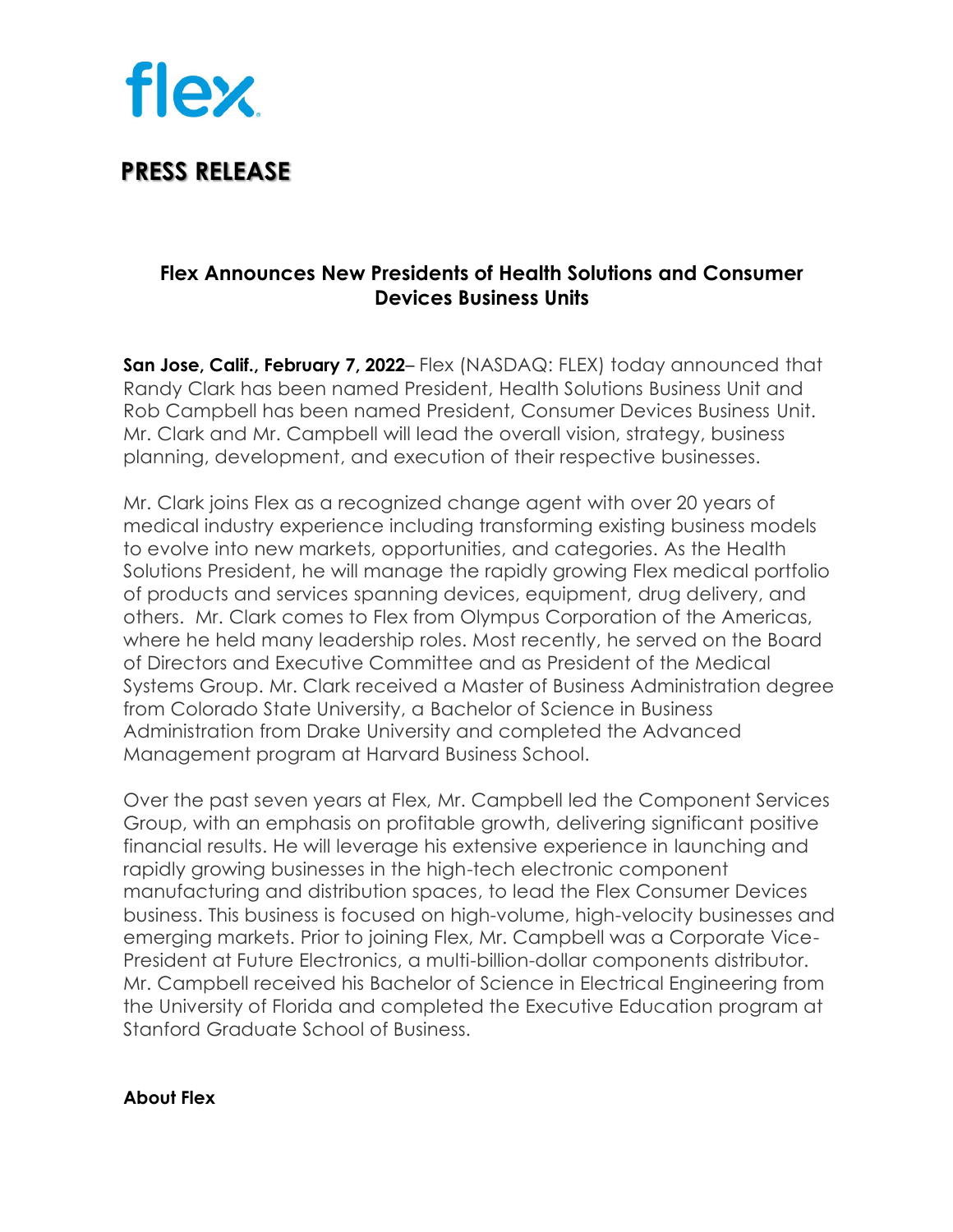flex

# PRESS RELEASE

## Flex Announces New Presidents of Health Solutions and Consumer Devices Business Units

**San Jose, Calif., February 7, 2022**– Flex (NASDAQ: FLEX) today announced that Randy Clark has been named President, Health Solutions Business Unit and Rob Campbell has been named President, Consumer Devices Business Unit. Mr. Clark and Mr. Campbell will lead the overall vision, strategy, business planning, development, and execution of their respective businesses.

Mr. Clark joins Flex as a recognized change agent with over 20 years of medical industry experience including transforming existing business models to evolve into new markets, opportunities, and categories. As the Health Solutions President, he will manage the rapidly growing Flex medical portfolio of products and services spanning devices, equipment, drug delivery, and others. Mr. Clark comes to Flex from Olympus Corporation of the Americas, where he held many leadership roles. Most recently, he served on the Board of Directors and Executive Committee and as President of the Medical Systems Group. Mr. Clark received a Master of Business Administration degree from Colorado State University, a Bachelor of Science in Business Administration from Drake University and completed the Advanced Management program at Harvard Business School.

Over the past seven years at Flex, Mr. Campbell led the Component Services Group, with an emphasis on profitable growth, delivering significant positive financial results. He will leverage his extensive experience in launching and rapidly growing businesses in the high-tech electronic component manufacturing and distribution spaces, to lead the Flex Consumer Devices business. This business is focused on high-volume, high-velocity businesses and emerging markets. Prior to joining Flex, Mr. Campbell was a Corporate Vice-President at Future Electronics, a multi-billion-dollar components distributor. Mr. Campbell received his Bachelor of Science in Electrical Engineering from the University of Florida and completed the Executive Education program at Stanford Graduate School of Business.

**About Flex**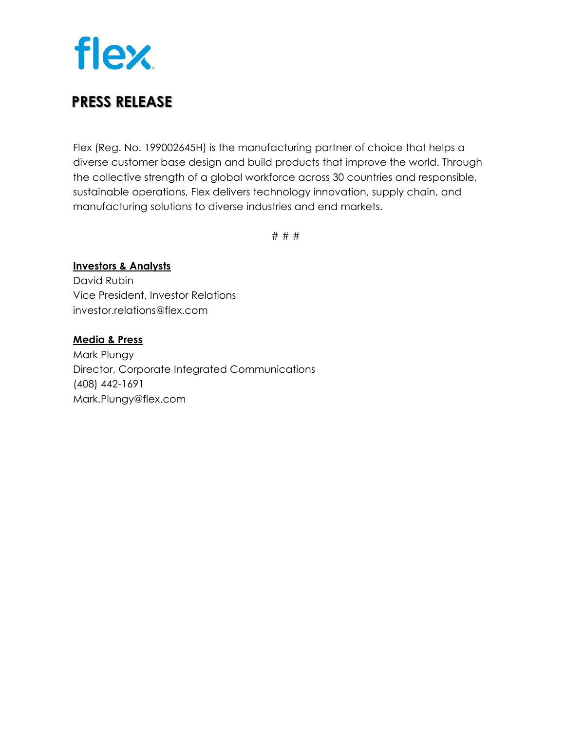flex

## PRESS RELEASE

Flex (Reg. No. 199002645H) is the manufacturing partner of choice that helps a diverse customer base design and build products that improve the world. Through the collective strength of a global workforce across 30 countries and responsible, sustainable operations, Flex delivers technology innovation, supply chain, and manufacturing solutions to diverse industries and end markets.

# # #

**Investors & Analysts**
David Rubin
Vice President, Investor Relations
investor.relations@flex.com

**Media & Press**
Mark Plungy
Director, Corporate Integrated Communications
(408) 442-1691
Mark.Plungy@flex.com